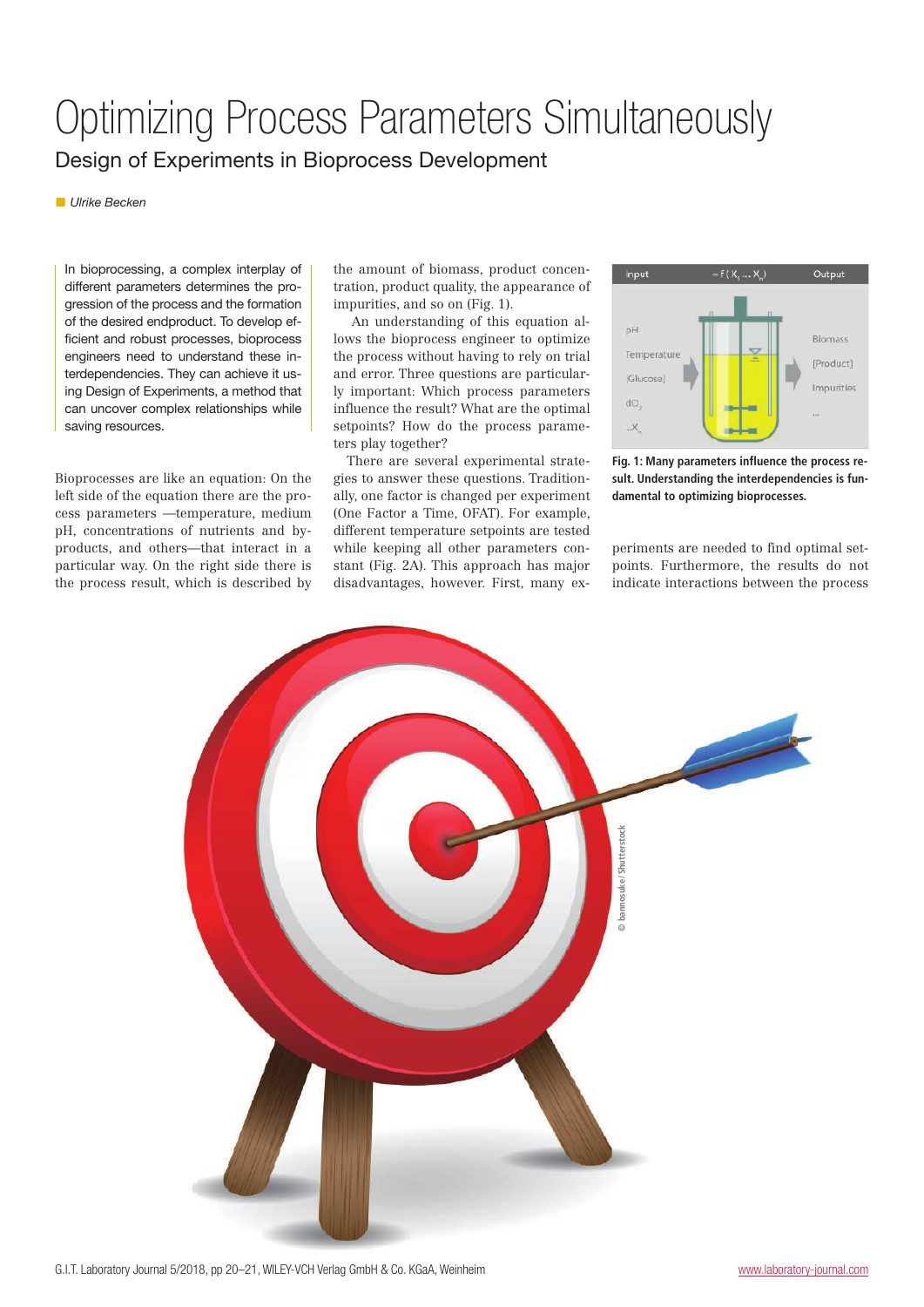# Optimizing Process Parameters Simultaneously

## Design of Experiments in Bioprocess Development

*Ulrike Becken*

In bioprocessing, a complex interplay of different parameters determines the progression of the process and the formation of the desired endproduct. To develop efficient and robust processes, bioprocess engineers need to understand these interdependencies. They can achieve it using Design of Experiments, a method that can uncover complex relationships while saving resources.

Bioprocesses are like an equation: On the left side of the equation there are the process parameters —temperature, medium pH, concentrations of nutrients and byproducts, and others—that interact in a particular way. On the right side there is the process result, which is described by the amount of biomass, product concentration, product quality, the appearance of impurities, and so on (Fig. 1).

An understanding of this equation allows the bioprocess engineer to optimize the process without having to rely on trial and error. Three questions are particularly important: Which process parameters influence the result? What are the optimal setpoints? How do the process parameters play together?

There are several experimental strategies to answer these questions. Traditionally, one factor is changed per experiment (One Factor a Time, OFAT). For example, different temperature setpoints are tested while keeping all other parameters constant (Fig. 2A). This approach has major disadvantages, however. First, many experiments are needed to find optimal setpoints. Furthermore, the results do not indicate interactions between the process

**Fig. 1: Many parameters influence the process result. Understanding the interdependencies is fundamental to optimizing bioprocesses.**

© bannosuke/Shutterstock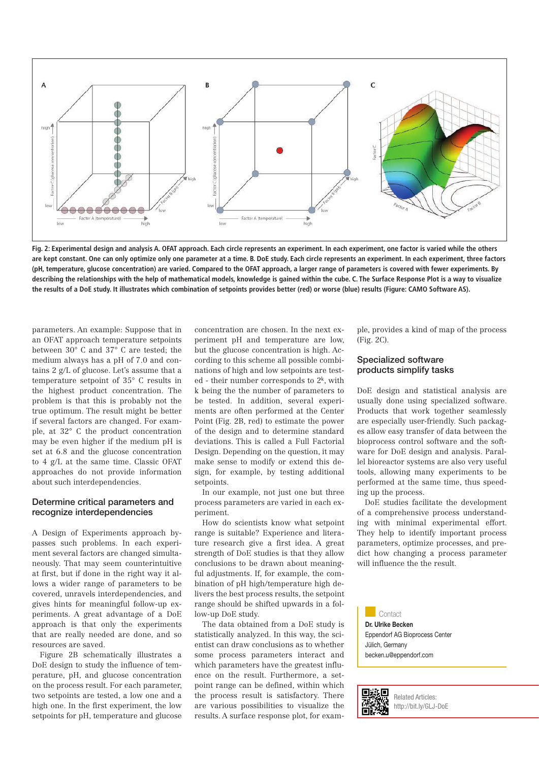A

high

Factor C (glucose concentration)

low

Factor A (temperature)

low

high

Factor B (pH)

high

low

B

high

Factor C (glucose concentration)

low

Factor A (temperature)

low

high

Factor B (pH)

high

low

C

Factor C

Factor A

Factor B

**Fig. 2: Experimental design and analysis A. OFAT approach. Each circle represents an experiment. In each experiment, one factor is varied while the others are kept constant. One can only optimize only one parameter at a time. B. DoE study. Each circle represents an experiment. In each experiment, three factors (pH, temperature, glucose concentration) are varied. Compared to the OFAT approach, a larger range of parameters is covered with fewer experiments. By describing the relationships with the help of mathematical models, knowledge is gained within the cube. C. The Surface Response Plot is a way to visualize the results of a DoE study. It illustrates which combination of setpoints provides better (red) or worse (blue) results (Figure: CAMO Software AS).**

parameters. An example: Suppose that in an OFAT approach temperature setpoints between 30° C and 37° C are tested; the medium always has a pH of 7.0 and contains 2 g/L of glucose. Let's assume that a temperature setpoint of 35° C results in the highest product concentration. The problem is that this is probably not the true optimum. The result might be better if several factors are changed. For example, at 32° C the product concentration may be even higher if the medium pH is set at 6.8 and the glucose concentration to 4 g/L at the same time. Classic OFAT approaches do not provide information about such interdependencies.

## Determine critical parameters and recognize interdependencies

A Design of Experiments approach bypasses such problems. In each experiment several factors are changed simultaneously. That may seem counterintuitive at first, but if done in the right way it allows a wider range of parameters to be covered, unravels interdependencies, and gives hints for meaningful follow-up experiments. A great advantage of a DoE approach is that only the experiments that are really needed are done, and so resources are saved.

Figure 2B schematically illustrates a DoE design to study the influence of temperature, pH, and glucose concentration on the process result. For each parameter, two setpoints are tested, a low one and a high one. In the first experiment, the low setpoints for pH, temperature and glucose concentration are chosen. In the next experiment pH and temperature are low, but the glucose concentration is high. According to this scheme all possible combinations of high and low setpoints are tested - their number corresponds to $2^k$, with k being the the number of parameters to be tested. In addition, several experiments are often performed at the Center Point (Fig. 2B, red) to estimate the power of the design and to determine standard deviations. This is called a Full Factorial Design. Depending on the question, it may make sense to modify or extend this design, for example, by testing additional setpoints.

In our example, not just one but three process parameters are varied in each experiment.

How do scientists know what setpoint range is suitable? Experience and literature research give a first idea. A great strength of DoE studies is that they allow conclusions to be drawn about meaningful adjustments. If, for example, the combination of pH high/temperature high delivers the best process results, the setpoint range should be shifted upwards in a follow-up DoE study.

The data obtained from a DoE study is statistically analyzed. In this way, the scientist can draw conclusions as to whether some process parameters interact and which parameters have the greatest influence on the result. Furthermore, a setpoint range can be defined, within which the process result is satisfactory. There are various possibilities to visualize the results. A surface response plot, for example, provides a kind of map of the process (Fig. 2C).

## Specialized software products simplify tasks

DoE design and statistical analysis are usually done using specialized software. Products that work together seamlessly are especially user-friendly. Such packages allow easy transfer of data between the bioprocess control software and the software for DoE design and analysis. Parallel bioreactor systems are also very useful tools, allowing many experiments to be performed at the same time, thus speeding up the process.

DoE studies facilitate the development of a comprehensive process understanding with minimal experimental effort. They help to identify important process parameters, optimize processes, and predict how changing a process parameter will influence the the result.

Contact

**Dr. Ulrike Becken**
Eppendorf AG Bioprocess Center
Jülich, Germany
becken.u@eppendorf.com

Related Articles:
http://bit.ly/GLJ-DoE